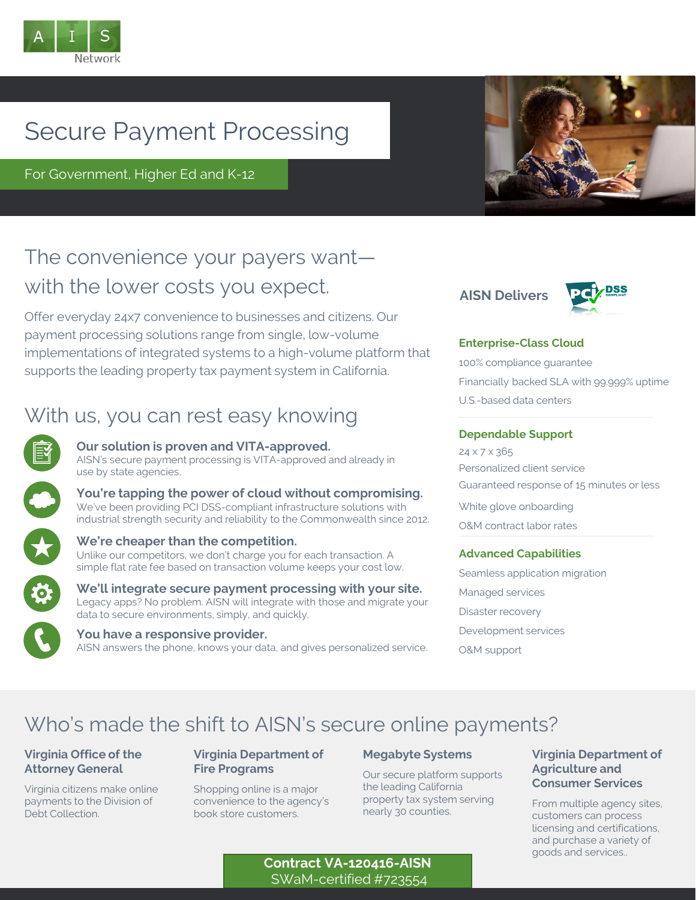AIS Network

# Secure Payment Processing

For Government, Higher Ed and K-12

## The convenience your payers want—with the lower costs you expect.

Offer everyday 24x7 convenience to businesses and citizens. Our payment processing solutions range from single, low-volume implementations of integrated systems to a high-volume platform that supports the leading property tax payment system in California.

## With us, you can rest easy knowing

**Our solution is proven and VITA-approved.**
AISN's secure payment processing is VITA-approved and already in use by state agencies,

**You're tapping the power of cloud without compromising.**
We've been providing PCI DSS-compliant infrastructure solutions with industrial strength security and reliability to the Commonwealth since 2012.

**We're cheaper than the competition.**
Unlike our competitors, we don't charge you for each transaction. A simple flat rate fee based on transaction volume keeps your cost low.

**We'll integrate secure payment processing with your site.**
Legacy apps? No problem. AISN will integrate with those and migrate your data to secure environments, simply, and quickly.

**You have a responsive provider.**
AISN answers the phone, knows your data, and gives personalized service.

## AISN Delivers

PCI DSS COMPLIANT

### Enterprise-Class Cloud

100% compliance guarantee

Financially backed SLA with 99.999% uptime

U.S.-based data centers

### Dependable Support

24 x 7 x 365

Personalized client service

Guaranteed response of 15 minutes or less

White glove onboarding

O&M contract labor rates

### Advanced Capabilities

Seamless application migration

Managed services

Disaster recovery

Development services

O&M support

## Who's made the shift to AISN's secure online payments?

### Virginia Office of the Attorney General

Virginia citizens make online payments to the Division of Debt Collection.

### Virginia Department of Fire Programs

Shopping online is a major convenience to the agency's book store customers.

### Megabyte Systems

Our secure platform supports the leading California property tax system serving nearly 30 counties.

### Virginia Department of Agriculture and Consumer Services

From multiple agency sites, customers can process licensing and certifications, and purchase a variety of goods and services..

**Contract VA-120416-AISN**
SWaM-certified #723554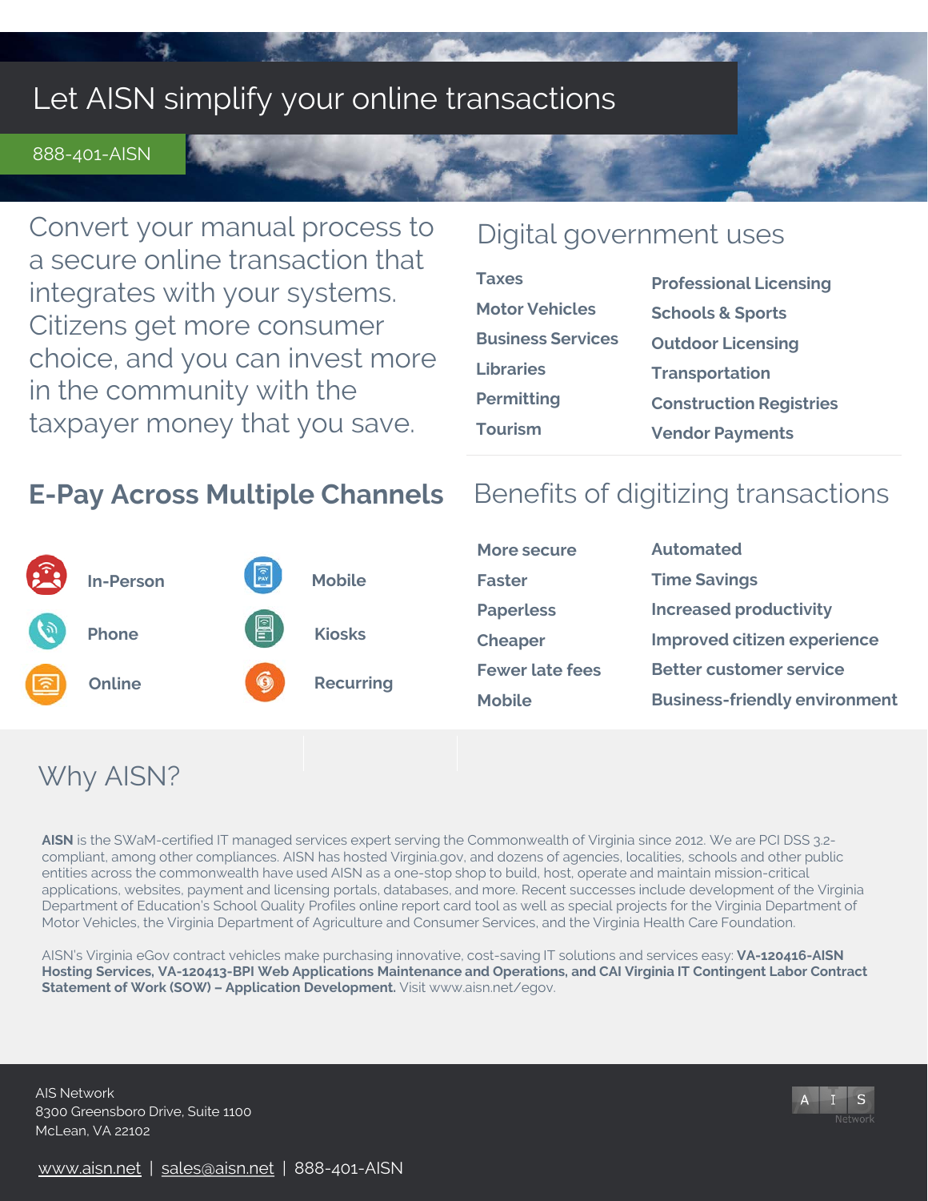# Let AISN simplify your online transactions

888-401-AISN

Convert your manual process to a secure online transaction that integrates with your systems. Citizens get more consumer choice, and you can invest more in the community with the taxpayer money that you save.

## Digital government uses

- Taxes
- Motor Vehicles
- Business Services
- Libraries
- Permitting
- Tourism
- Professional Licensing
- Schools & Sports
- Outdoor Licensing
- Transportation
- Construction Registries
- Vendor Payments

## E-Pay Across Multiple Channels

- In-Person
- Phone
- Online
- Mobile
- Kiosks
- Recurring

## Benefits of digitizing transactions

- More secure
- Faster
- Paperless
- Cheaper
- Fewer late fees
- Mobile
- Automated
- Time Savings
- Increased productivity
- Improved citizen experience
- Better customer service
- Business-friendly environment

## Why AISN?

**AISN** is the SWaM-certified IT managed services expert serving the Commonwealth of Virginia since 2012. We are PCI DSS 3.2-compliant, among other compliances. AISN has hosted Virginia.gov, and dozens of agencies, localities, schools and other public entities across the commonwealth have used AISN as a one-stop shop to build, host, operate and maintain mission-critical applications, websites, payment and licensing portals, databases, and more. Recent successes include development of the Virginia Department of Education's School Quality Profiles online report card tool as well as special projects for the Virginia Department of Motor Vehicles, the Virginia Department of Agriculture and Consumer Services, and the Virginia Health Care Foundation.

AISN's Virginia eGov contract vehicles make purchasing innovative, cost-saving IT solutions and services easy: **VA-120416-AISN Hosting Services, VA-120413-BPI Web Applications Maintenance and Operations, and CAI Virginia IT Contingent Labor Contract Statement of Work (SOW) – Application Development.** Visit www.aisn.net/egov.

AIS Network
8300 Greensboro Drive, Suite 1100
McLean, VA 22102

www.aisn.net | sales@aisn.net | 888-401-AISN

A I S Network